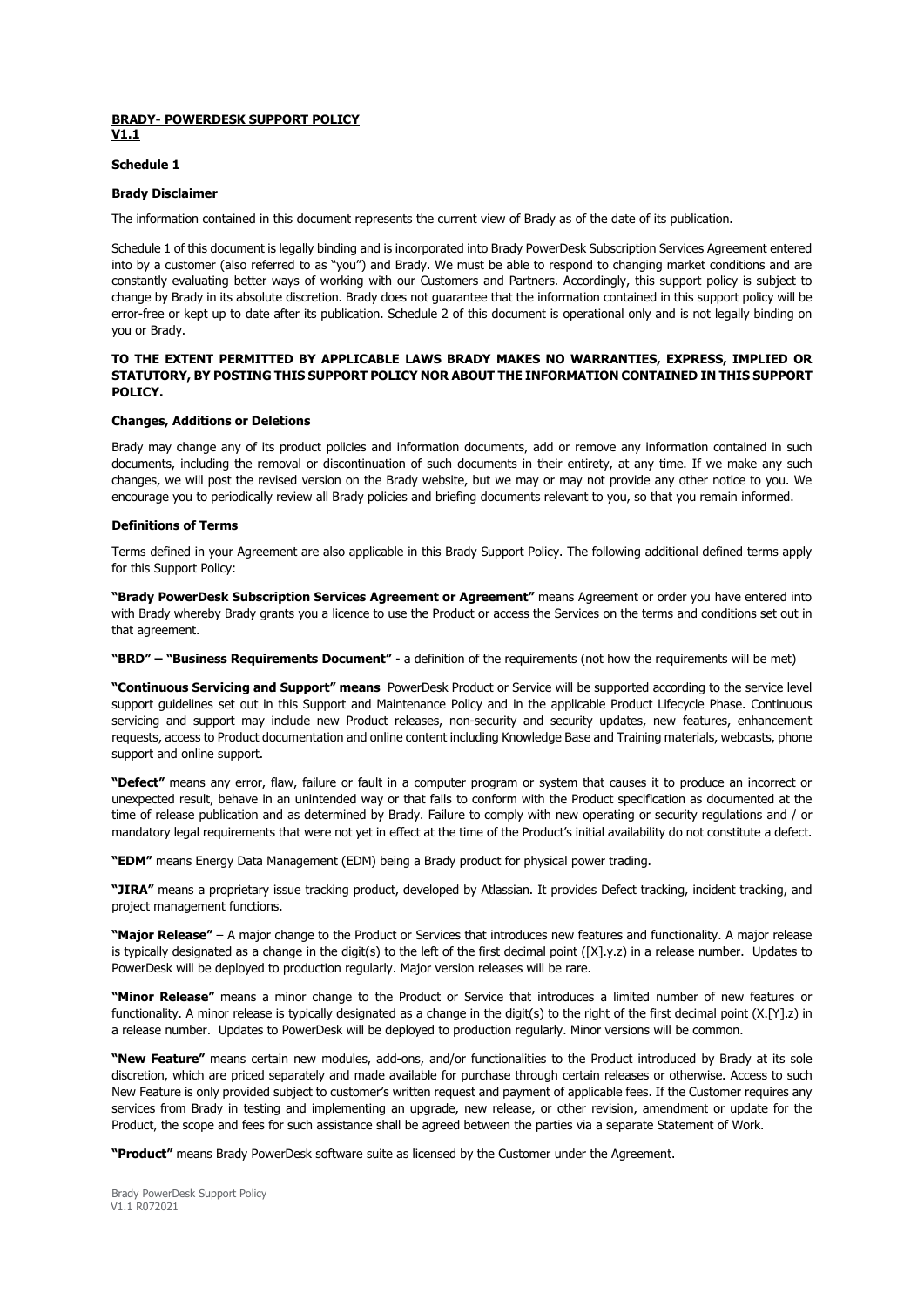**BRADY- POWERDESK SUPPORT POLICY**
**V1.1**

**Schedule 1**

**Brady Disclaimer**

The information contained in this document represents the current view of Brady as of the date of its publication.

Schedule 1 of this document is legally binding and is incorporated into Brady PowerDesk Subscription Services Agreement entered into by a customer (also referred to as "you") and Brady. We must be able to respond to changing market conditions and are constantly evaluating better ways of working with our Customers and Partners. Accordingly, this support policy is subject to change by Brady in its absolute discretion. Brady does not guarantee that the information contained in this support policy will be error-free or kept up to date after its publication. Schedule 2 of this document is operational only and is not legally binding on you or Brady.

**TO THE EXTENT PERMITTED BY APPLICABLE LAWS BRADY MAKES NO WARRANTIES, EXPRESS, IMPLIED OR STATUTORY, BY POSTING THIS SUPPORT POLICY NOR ABOUT THE INFORMATION CONTAINED IN THIS SUPPORT POLICY.**

**Changes, Additions or Deletions**

Brady may change any of its product policies and information documents, add or remove any information contained in such documents, including the removal or discontinuation of such documents in their entirety, at any time. If we make any such changes, we will post the revised version on the Brady website, but we may or may not provide any other notice to you. We encourage you to periodically review all Brady policies and briefing documents relevant to you, so that you remain informed.

**Definitions of Terms**

Terms defined in your Agreement are also applicable in this Brady Support Policy. The following additional defined terms apply for this Support Policy:

**"Brady PowerDesk Subscription Services Agreement or Agreement"** means Agreement or order you have entered into with Brady whereby Brady grants you a licence to use the Product or access the Services on the terms and conditions set out in that agreement.

**"BRD" – "Business Requirements Document"** - a definition of the requirements (not how the requirements will be met)

**"Continuous Servicing and Support" means** PowerDesk Product or Service will be supported according to the service level support guidelines set out in this Support and Maintenance Policy and in the applicable Product Lifecycle Phase. Continuous servicing and support may include new Product releases, non-security and security updates, new features, enhancement requests, access to Product documentation and online content including Knowledge Base and Training materials, webcasts, phone support and online support.

**"Defect"** means any error, flaw, failure or fault in a computer program or system that causes it to produce an incorrect or unexpected result, behave in an unintended way or that fails to conform with the Product specification as documented at the time of release publication and as determined by Brady. Failure to comply with new operating or security regulations and / or mandatory legal requirements that were not yet in effect at the time of the Product's initial availability do not constitute a defect.

**"EDM"** means Energy Data Management (EDM) being a Brady product for physical power trading.

**"JIRA"** means a proprietary issue tracking product, developed by Atlassian. It provides Defect tracking, incident tracking, and project management functions.

**"Major Release"** – A major change to the Product or Services that introduces new features and functionality. A major release is typically designated as a change in the digit(s) to the left of the first decimal point ([X].y.z) in a release number. Updates to PowerDesk will be deployed to production regularly. Major version releases will be rare.

**"Minor Release"** means a minor change to the Product or Service that introduces a limited number of new features or functionality. A minor release is typically designated as a change in the digit(s) to the right of the first decimal point (X.[Y].z) in a release number. Updates to PowerDesk will be deployed to production regularly. Minor versions will be common.

**"New Feature"** means certain new modules, add-ons, and/or functionalities to the Product introduced by Brady at its sole discretion, which are priced separately and made available for purchase through certain releases or otherwise. Access to such New Feature is only provided subject to customer's written request and payment of applicable fees. If the Customer requires any services from Brady in testing and implementing an upgrade, new release, or other revision, amendment or update for the Product, the scope and fees for such assistance shall be agreed between the parties via a separate Statement of Work.

**"Product"** means Brady PowerDesk software suite as licensed by the Customer under the Agreement.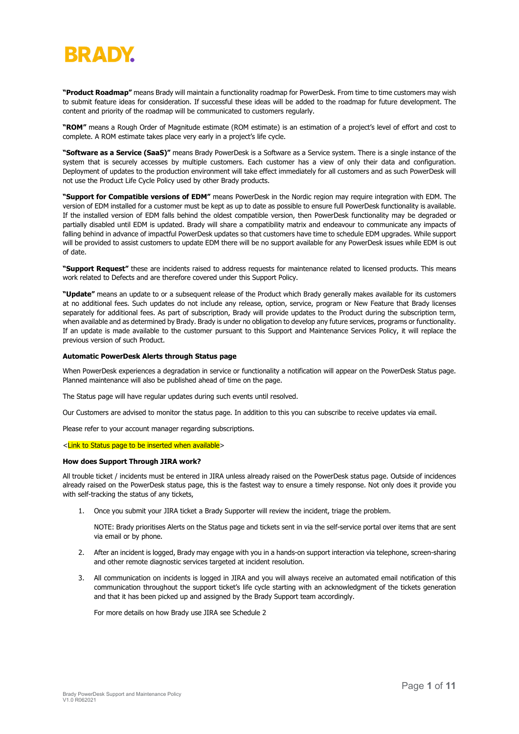**"Product Roadmap"** means Brady will maintain a functionality roadmap for PowerDesk. From time to time customers may wish to submit feature ideas for consideration. If successful these ideas will be added to the roadmap for future development. The content and priority of the roadmap will be communicated to customers regularly.

**"ROM"** means a Rough Order of Magnitude estimate (ROM estimate) is an estimation of a project's level of effort and cost to complete. A ROM estimate takes place very early in a project's life cycle.

**"Software as a Service (SaaS)"** means Brady PowerDesk is a Software as a Service system. There is a single instance of the system that is securely accesses by multiple customers. Each customer has a view of only their data and configuration. Deployment of updates to the production environment will take effect immediately for all customers and as such PowerDesk will not use the Product Life Cycle Policy used by other Brady products.

**"Support for Compatible versions of EDM"** means PowerDesk in the Nordic region may require integration with EDM. The version of EDM installed for a customer must be kept as up to date as possible to ensure full PowerDesk functionality is available. If the installed version of EDM falls behind the oldest compatible version, then PowerDesk functionality may be degraded or partially disabled until EDM is updated. Brady will share a compatibility matrix and endeavour to communicate any impacts of falling behind in advance of impactful PowerDesk updates so that customers have time to schedule EDM upgrades. While support will be provided to assist customers to update EDM there will be no support available for any PowerDesk issues while EDM is out of date.

**"Support Request"** these are incidents raised to address requests for maintenance related to licensed products. This means work related to Defects and are therefore covered under this Support Policy.

**"Update"** means an update to or a subsequent release of the Product which Brady generally makes available for its customers at no additional fees. Such updates do not include any release, option, service, program or New Feature that Brady licenses separately for additional fees. As part of subscription, Brady will provide updates to the Product during the subscription term, when available and as determined by Brady. Brady is under no obligation to develop any future services, programs or functionality. If an update is made available to the customer pursuant to this Support and Maintenance Services Policy, it will replace the previous version of such Product.

**Automatic PowerDesk Alerts through Status page**

When PowerDesk experiences a degradation in service or functionality a notification will appear on the PowerDesk Status page. Planned maintenance will also be published ahead of time on the page.

The Status page will have regular updates during such events until resolved.

Our Customers are advised to monitor the status page. In addition to this you can subscribe to receive updates via email.

Please refer to your account manager regarding subscriptions.

<Link to Status page to be inserted when available>

**How does Support Through JIRA work?**

All trouble ticket / incidents must be entered in JIRA unless already raised on the PowerDesk status page. Outside of incidences already raised on the PowerDesk status page, this is the fastest way to ensure a timely response. Not only does it provide you with self-tracking the status of any tickets,

1. Once you submit your JIRA ticket a Brady Supporter will review the incident, triage the problem.

   NOTE: Brady prioritises Alerts on the Status page and tickets sent in via the self-service portal over items that are sent via email or by phone.

2. After an incident is logged, Brady may engage with you in a hands-on support interaction via telephone, screen-sharing and other remote diagnostic services targeted at incident resolution.

3. All communication on incidents is logged in JIRA and you will always receive an automated email notification of this communication throughout the support ticket's life cycle starting with an acknowledgment of the tickets generation and that it has been picked up and assigned by the Brady Support team accordingly.

   For more details on how Brady use JIRA see Schedule 2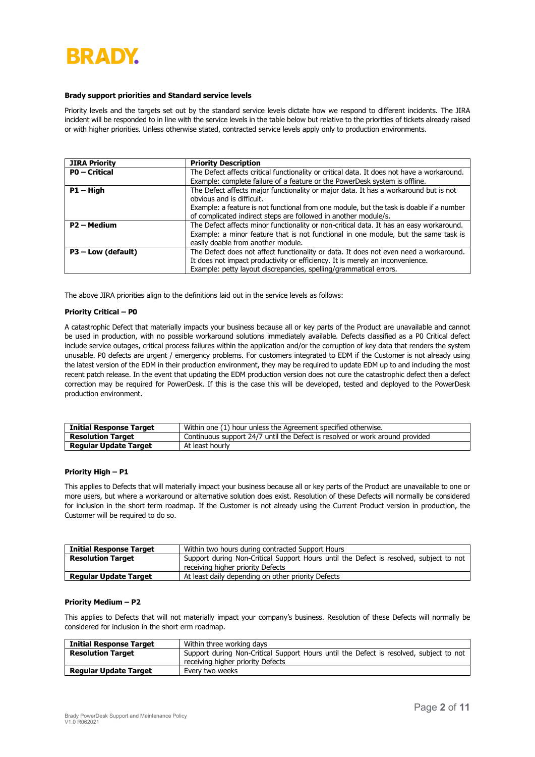**Brady support priorities and Standard service levels**

Priority levels and the targets set out by the standard service levels dictate how we respond to different incidents. The JIRA incident will be responded to in line with the service levels in the table below but relative to the priorities of tickets already raised or with higher priorities. Unless otherwise stated, contracted service levels apply only to production environments.

| JIRA Priority | Priority Description |
|---|---|
| **P0 – Critical** | The Defect affects critical functionality or critical data. It does not have a workaround. Example: complete failure of a feature or the PowerDesk system is offline. |
| **P1 – High** | The Defect affects major functionality or major data. It has a workaround but is not obvious and is difficult. Example: a feature is not functional from one module, but the task is doable if a number of complicated indirect steps are followed in another module/s. |
| **P2 – Medium** | The Defect affects minor functionality or non-critical data. It has an easy workaround. Example: a minor feature that is not functional in one module, but the same task is easily doable from another module. |
| **P3 – Low (default)** | The Defect does not affect functionality or data. It does not even need a workaround. It does not impact productivity or efficiency. It is merely an inconvenience. Example: petty layout discrepancies, spelling/grammatical errors. |

The above JIRA priorities align to the definitions laid out in the service levels as follows:

**Priority Critical – P0**

A catastrophic Defect that materially impacts your business because all or key parts of the Product are unavailable and cannot be used in production, with no possible workaround solutions immediately available. Defects classified as a P0 Critical defect include service outages, critical process failures within the application and/or the corruption of key data that renders the system unusable. P0 defects are urgent / emergency problems. For customers integrated to EDM if the Customer is not already using the latest version of the EDM in their production environment, they may be required to update EDM up to and including the most recent patch release. In the event that updating the EDM production version does not cure the catastrophic defect then a defect correction may be required for PowerDesk. If this is the case this will be developed, tested and deployed to the PowerDesk production environment.

| | |
|---|---|
| **Initial Response Target** | Within one (1) hour unless the Agreement specified otherwise. |
| **Resolution Target** | Continuous support 24/7 until the Defect is resolved or work around provided |
| **Regular Update Target** | At least hourly |

**Priority High – P1**

This applies to Defects that will materially impact your business because all or key parts of the Product are unavailable to one or more users, but where a workaround or alternative solution does exist. Resolution of these Defects will normally be considered for inclusion in the short term roadmap. If the Customer is not already using the Current Product version in production, the Customer will be required to do so.

| | |
|---|---|
| **Initial Response Target** | Within two hours during contracted Support Hours |
| **Resolution Target** | Support during Non-Critical Support Hours until the Defect is resolved, subject to not receiving higher priority Defects |
| **Regular Update Target** | At least daily depending on other priority Defects |

**Priority Medium – P2**

This applies to Defects that will not materially impact your company's business. Resolution of these Defects will normally be considered for inclusion in the short erm roadmap.

| | |
|---|---|
| **Initial Response Target** | Within three working days |
| **Resolution Target** | Support during Non-Critical Support Hours until the Defect is resolved, subject to not receiving higher priority Defects |
| **Regular Update Target** | Every two weeks |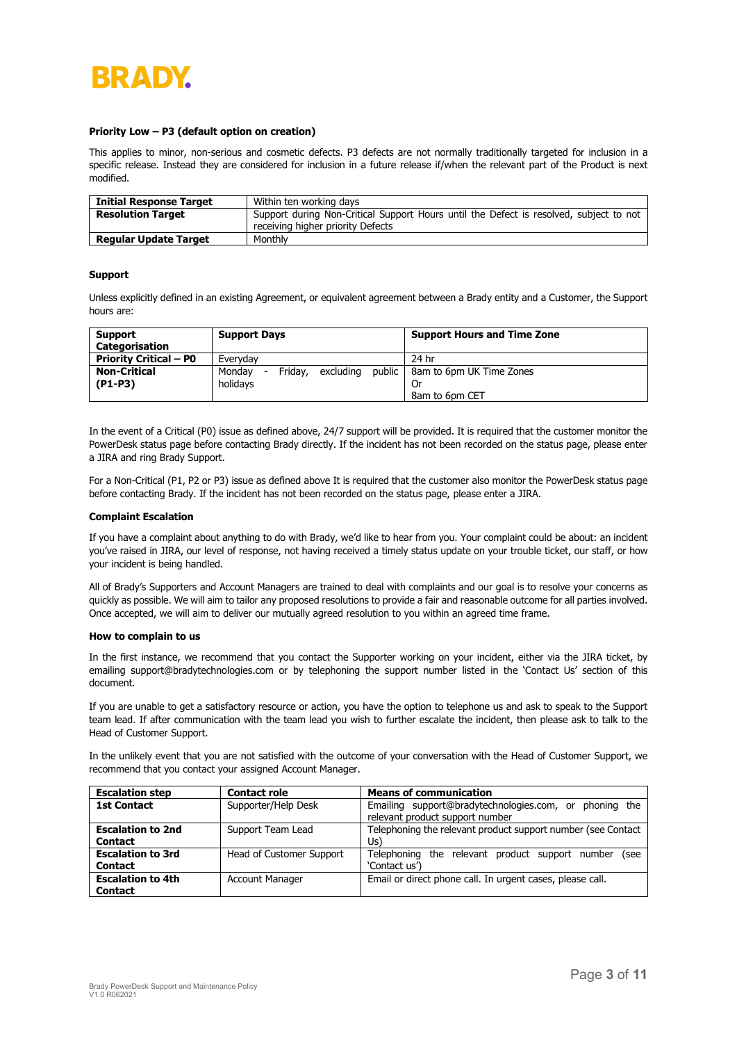**Priority Low – P3 (default option on creation)**

This applies to minor, non-serious and cosmetic defects. P3 defects are not normally traditionally targeted for inclusion in a specific release. Instead they are considered for inclusion in a future release if/when the relevant part of the Product is next modified.

| **Initial Response Target** | Within ten working days |
|---|---|
| **Resolution Target** | Support during Non-Critical Support Hours until the Defect is resolved, subject to not receiving higher priority Defects |
| **Regular Update Target** | Monthly |

**Support**

Unless explicitly defined in an existing Agreement, or equivalent agreement between a Brady entity and a Customer, the Support hours are:

| **Support Categorisation** | **Support Days** | **Support Hours and Time Zone** |
|---|---|---|
| **Priority Critical – P0** | Everyday | 24 hr |
| **Non-Critical (P1-P3)** | Monday - Friday, excluding public holidays | 8am to 6pm UK Time Zones<br>Or<br>8am to 6pm CET |

In the event of a Critical (P0) issue as defined above, 24/7 support will be provided. It is required that the customer monitor the PowerDesk status page before contacting Brady directly. If the incident has not been recorded on the status page, please enter a JIRA and ring Brady Support.

For a Non-Critical (P1, P2 or P3) issue as defined above It is required that the customer also monitor the PowerDesk status page before contacting Brady. If the incident has not been recorded on the status page, please enter a JIRA.

**Complaint Escalation**

If you have a complaint about anything to do with Brady, we'd like to hear from you. Your complaint could be about: an incident you've raised in JIRA, our level of response, not having received a timely status update on your trouble ticket, our staff, or how your incident is being handled.

All of Brady's Supporters and Account Managers are trained to deal with complaints and our goal is to resolve your concerns as quickly as possible. We will aim to tailor any proposed resolutions to provide a fair and reasonable outcome for all parties involved. Once accepted, we will aim to deliver our mutually agreed resolution to you within an agreed time frame.

**How to complain to us**

In the first instance, we recommend that you contact the Supporter working on your incident, either via the JIRA ticket, by emailing support@bradytechnologies.com or by telephoning the support number listed in the 'Contact Us' section of this document.

If you are unable to get a satisfactory resource or action, you have the option to telephone us and ask to speak to the Support team lead. If after communication with the team lead you wish to further escalate the incident, then please ask to talk to the Head of Customer Support.

In the unlikely event that you are not satisfied with the outcome of your conversation with the Head of Customer Support, we recommend that you contact your assigned Account Manager.

| **Escalation step** | **Contact role** | **Means of communication** |
|---|---|---|
| **1st Contact** | Supporter/Help Desk | Emailing support@bradytechnologies.com, or phoning the relevant product support number |
| **Escalation to 2nd Contact** | Support Team Lead | Telephoning the relevant product support number (see Contact Us) |
| **Escalation to 3rd Contact** | Head of Customer Support | Telephoning the relevant product support number (see 'Contact us') |
| **Escalation to 4th Contact** | Account Manager | Email or direct phone call. In urgent cases, please call. |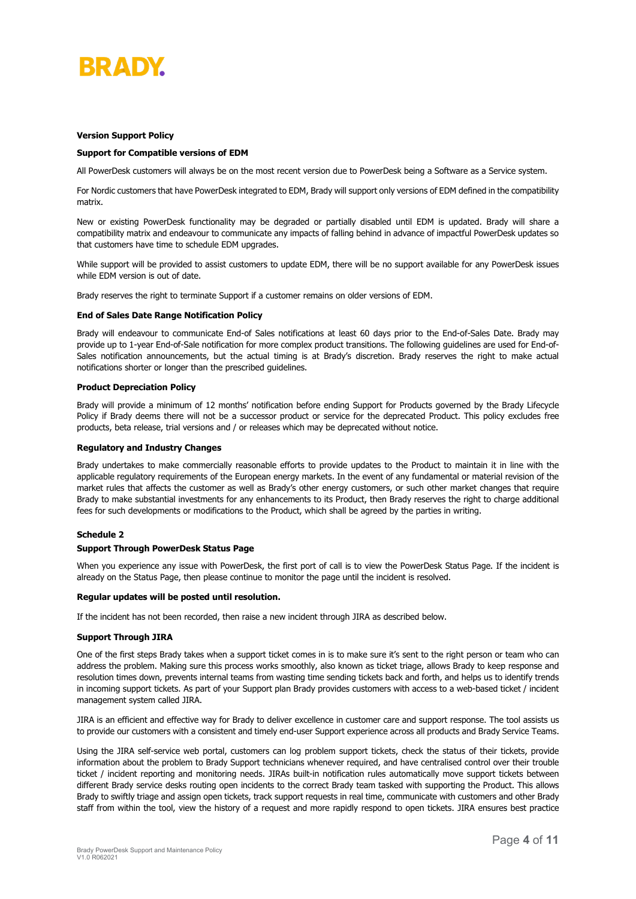**Version Support Policy**

**Support for Compatible versions of EDM**

All PowerDesk customers will always be on the most recent version due to PowerDesk being a Software as a Service system.

For Nordic customers that have PowerDesk integrated to EDM, Brady will support only versions of EDM defined in the compatibility matrix.

New or existing PowerDesk functionality may be degraded or partially disabled until EDM is updated. Brady will share a compatibility matrix and endeavour to communicate any impacts of falling behind in advance of impactful PowerDesk updates so that customers have time to schedule EDM upgrades.

While support will be provided to assist customers to update EDM, there will be no support available for any PowerDesk issues while EDM version is out of date.

Brady reserves the right to terminate Support if a customer remains on older versions of EDM.

**End of Sales Date Range Notification Policy**

Brady will endeavour to communicate End-of Sales notifications at least 60 days prior to the End-of-Sales Date. Brady may provide up to 1-year End-of-Sale notification for more complex product transitions. The following guidelines are used for End-of-Sales notification announcements, but the actual timing is at Brady's discretion. Brady reserves the right to make actual notifications shorter or longer than the prescribed guidelines.

**Product Depreciation Policy**

Brady will provide a minimum of 12 months' notification before ending Support for Products governed by the Brady Lifecycle Policy if Brady deems there will not be a successor product or service for the deprecated Product. This policy excludes free products, beta release, trial versions and / or releases which may be deprecated without notice.

**Regulatory and Industry Changes**

Brady undertakes to make commercially reasonable efforts to provide updates to the Product to maintain it in line with the applicable regulatory requirements of the European energy markets. In the event of any fundamental or material revision of the market rules that affects the customer as well as Brady's other energy customers, or such other market changes that require Brady to make substantial investments for any enhancements to its Product, then Brady reserves the right to charge additional fees for such developments or modifications to the Product, which shall be agreed by the parties in writing.

**Schedule 2**

**Support Through PowerDesk Status Page**

When you experience any issue with PowerDesk, the first port of call is to view the PowerDesk Status Page. If the incident is already on the Status Page, then please continue to monitor the page until the incident is resolved.

**Regular updates will be posted until resolution.**

If the incident has not been recorded, then raise a new incident through JIRA as described below.

**Support Through JIRA**

One of the first steps Brady takes when a support ticket comes in is to make sure it's sent to the right person or team who can address the problem. Making sure this process works smoothly, also known as ticket triage, allows Brady to keep response and resolution times down, prevents internal teams from wasting time sending tickets back and forth, and helps us to identify trends in incoming support tickets. As part of your Support plan Brady provides customers with access to a web-based ticket / incident management system called JIRA.

JIRA is an efficient and effective way for Brady to deliver excellence in customer care and support response. The tool assists us to provide our customers with a consistent and timely end-user Support experience across all products and Brady Service Teams.

Using the JIRA self-service web portal, customers can log problem support tickets, check the status of their tickets, provide information about the problem to Brady Support technicians whenever required, and have centralised control over their trouble ticket / incident reporting and monitoring needs. JIRAs built-in notification rules automatically move support tickets between different Brady service desks routing open incidents to the correct Brady team tasked with supporting the Product. This allows Brady to swiftly triage and assign open tickets, track support requests in real time, communicate with customers and other Brady staff from within the tool, view the history of a request and more rapidly respond to open tickets. JIRA ensures best practice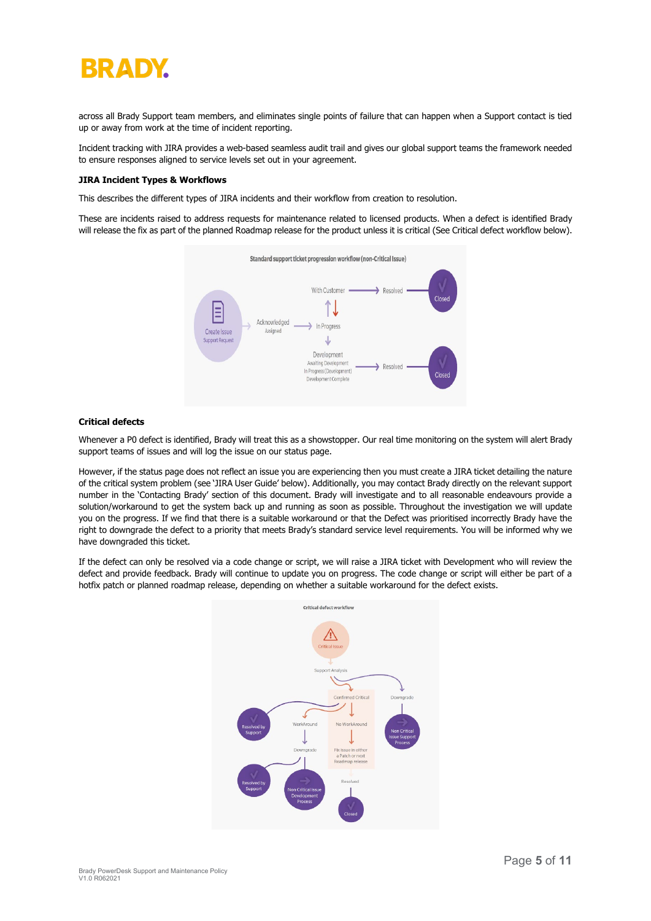across all Brady Support team members, and eliminates single points of failure that can happen when a Support contact is tied up or away from work at the time of incident reporting.

Incident tracking with JIRA provides a web-based seamless audit trail and gives our global support teams the framework needed to ensure responses aligned to service levels set out in your agreement.

**JIRA Incident Types & Workflows**

This describes the different types of JIRA incidents and their workflow from creation to resolution.

These are incidents raised to address requests for maintenance related to licensed products. When a defect is identified Brady will release the fix as part of the planned Roadmap release for the product unless it is critical (See Critical defect workflow below).

**Critical defects**

Whenever a P0 defect is identified, Brady will treat this as a showstopper. Our real time monitoring on the system will alert Brady support teams of issues and will log the issue on our status page.

However, if the status page does not reflect an issue you are experiencing then you must create a JIRA ticket detailing the nature of the critical system problem (see 'JIRA User Guide' below). Additionally, you may contact Brady directly on the relevant support number in the 'Contacting Brady' section of this document. Brady will investigate and to all reasonable endeavours provide a solution/workaround to get the system back up and running as soon as possible. Throughout the investigation we will update you on the progress. If we find that there is a suitable workaround or that the Defect was prioritised incorrectly Brady have the right to downgrade the defect to a priority that meets Brady's standard service level requirements. You will be informed why we have downgraded this ticket.

If the defect can only be resolved via a code change or script, we will raise a JIRA ticket with Development who will review the defect and provide feedback. Brady will continue to update you on progress. The code change or script will either be part of a hotfix patch or planned roadmap release, depending on whether a suitable workaround for the defect exists.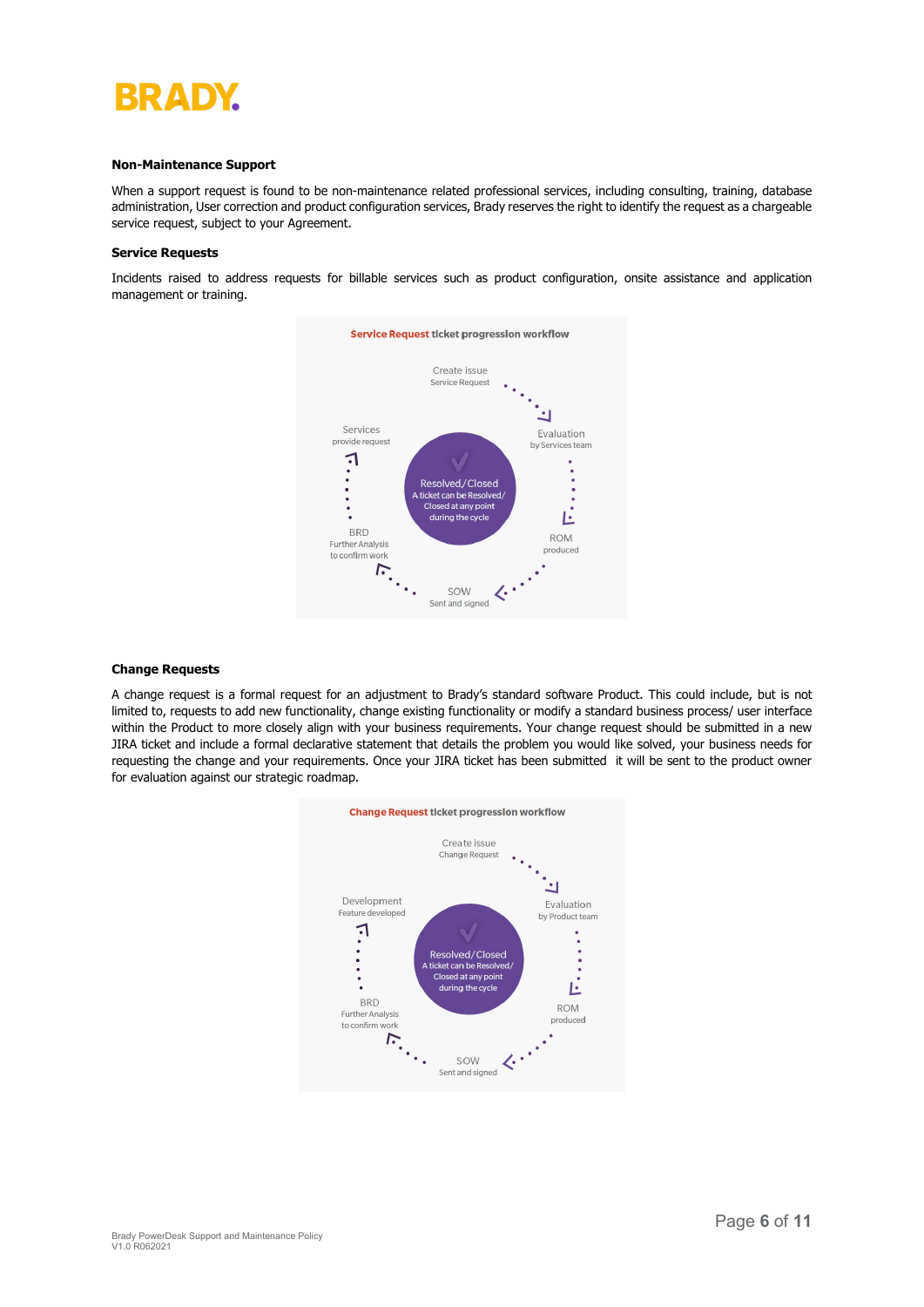### Non-Maintenance Support

When a support request is found to be non-maintenance related professional services, including consulting, training, database administration, User correction and product configuration services, Brady reserves the right to identify the request as a chargeable service request, subject to your Agreement.

### Service Requests

Incidents raised to address requests for billable services such as product configuration, onsite assistance and application management or training.

**Service Request ticket progression workflow**

Create issue
Service Request

Evaluation
by Services team

ROM
produced

SOW
Sent and signed

BRD
Further Analysis
to confirm work

Services
provide request

Resolved/Closed
A ticket can be Resolved/
Closed at any point
during the cycle

### Change Requests

A change request is a formal request for an adjustment to Brady's standard software Product. This could include, but is not limited to, requests to add new functionality, change existing functionality or modify a standard business process/ user interface within the Product to more closely align with your business requirements. Your change request should be submitted in a new JIRA ticket and include a formal declarative statement that details the problem you would like solved, your business needs for requesting the change and your requirements. Once your JIRA ticket has been submitted it will be sent to the product owner for evaluation against our strategic roadmap.

**Change Request ticket progression workflow**

Create issue
Change Request

Evaluation
by Product team

ROM
produced

SOW
Sent and signed

BRD
Further Analysis
to confirm work

Development
Feature developed

Resolved/Closed
A ticket can be Resolved/
Closed at any point
during the cycle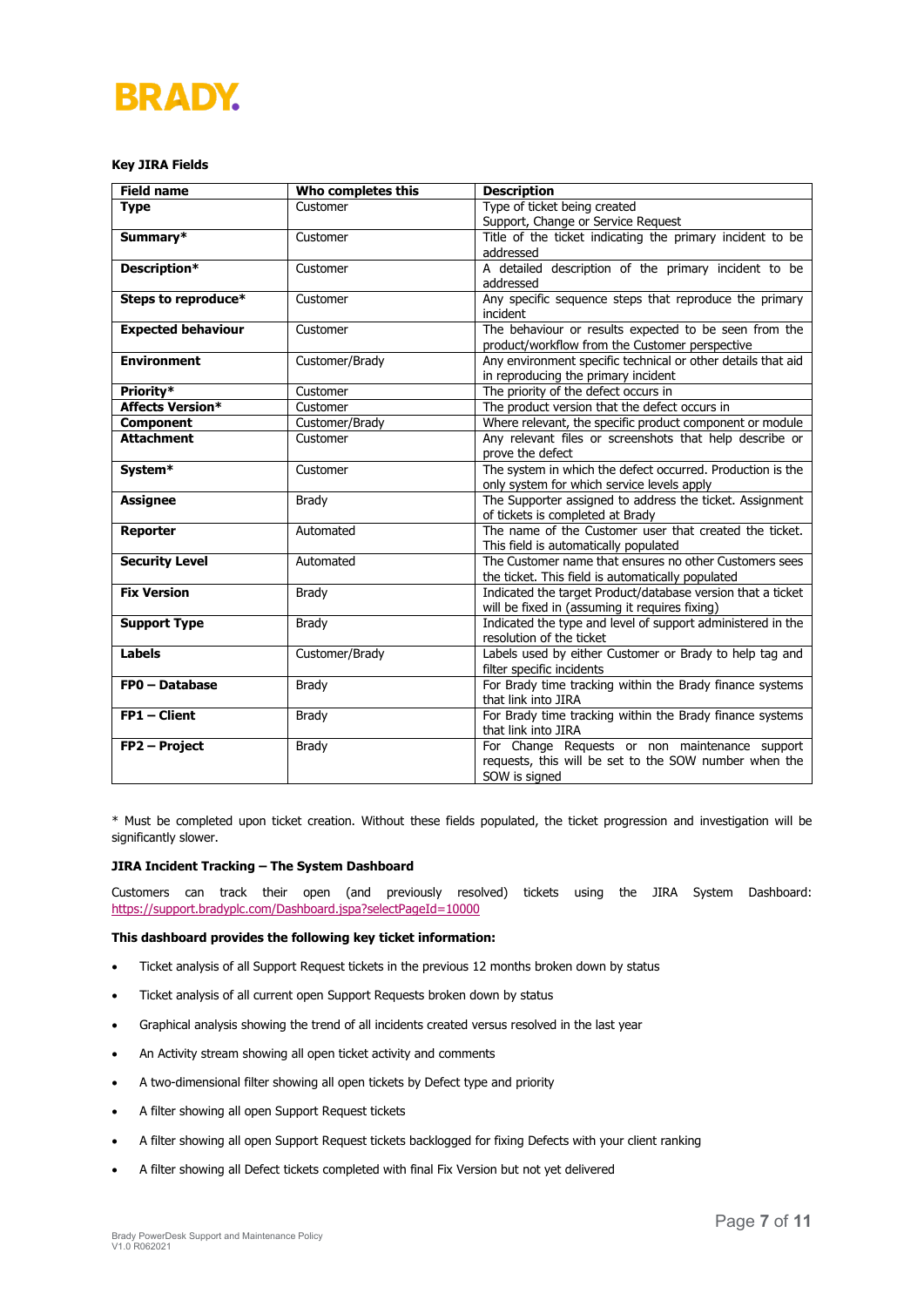**Key JIRA Fields**

| Field name | Who completes this | Description |
|---|---|---|
| **Type** | Customer | Type of ticket being created Support, Change or Service Request |
| **Summary*** | Customer | Title of the ticket indicating the primary incident to be addressed |
| **Description*** | Customer | A detailed description of the primary incident to be addressed |
| **Steps to reproduce*** | Customer | Any specific sequence steps that reproduce the primary incident |
| **Expected behaviour** | Customer | The behaviour or results expected to be seen from the product/workflow from the Customer perspective |
| **Environment** | Customer/Brady | Any environment specific technical or other details that aid in reproducing the primary incident |
| **Priority*** | Customer | The priority of the defect occurs in |
| **Affects Version*** | Customer | The product version that the defect occurs in |
| **Component** | Customer/Brady | Where relevant, the specific product component or module |
| **Attachment** | Customer | Any relevant files or screenshots that help describe or prove the defect |
| **System*** | Customer | The system in which the defect occurred. Production is the only system for which service levels apply |
| **Assignee** | Brady | The Supporter assigned to address the ticket. Assignment of tickets is completed at Brady |
| **Reporter** | Automated | The name of the Customer user that created the ticket. This field is automatically populated |
| **Security Level** | Automated | The Customer name that ensures no other Customers sees the ticket. This field is automatically populated |
| **Fix Version** | Brady | Indicated the target Product/database version that a ticket will be fixed in (assuming it requires fixing) |
| **Support Type** | Brady | Indicated the type and level of support administered in the resolution of the ticket |
| **Labels** | Customer/Brady | Labels used by either Customer or Brady to help tag and filter specific incidents |
| **FP0 – Database** | Brady | For Brady time tracking within the Brady finance systems that link into JIRA |
| **FP1 – Client** | Brady | For Brady time tracking within the Brady finance systems that link into JIRA |
| **FP2 – Project** | Brady | For Change Requests or non maintenance support requests, this will be set to the SOW number when the SOW is signed |

* Must be completed upon ticket creation. Without these fields populated, the ticket progression and investigation will be significantly slower.

**JIRA Incident Tracking – The System Dashboard**

Customers can track their open (and previously resolved) tickets using the JIRA System Dashboard: https://support.bradyplc.com/Dashboard.jspa?selectPageId=10000

**This dashboard provides the following key ticket information:**

- Ticket analysis of all Support Request tickets in the previous 12 months broken down by status
- Ticket analysis of all current open Support Requests broken down by status
- Graphical analysis showing the trend of all incidents created versus resolved in the last year
- An Activity stream showing all open ticket activity and comments
- A two-dimensional filter showing all open tickets by Defect type and priority
- A filter showing all open Support Request tickets
- A filter showing all open Support Request tickets backlogged for fixing Defects with your client ranking
- A filter showing all Defect tickets completed with final Fix Version but not yet delivered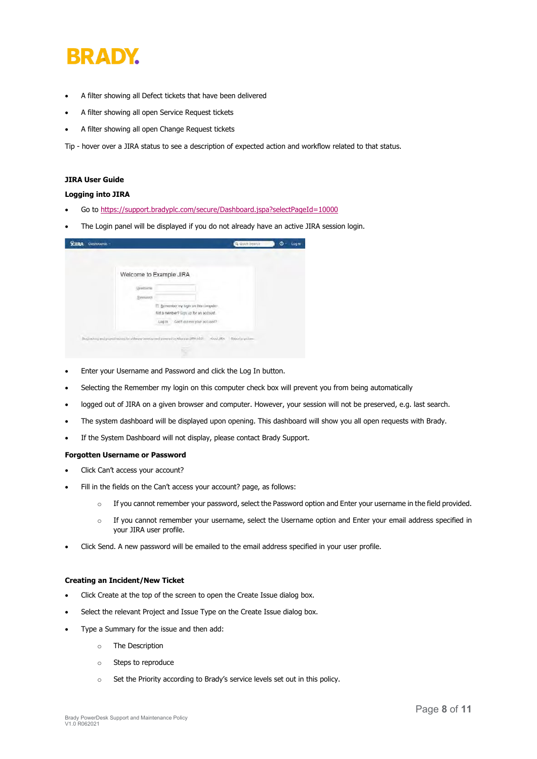- A filter showing all Defect tickets that have been delivered
- A filter showing all open Service Request tickets
- A filter showing all open Change Request tickets

Tip - hover over a JIRA status to see a description of expected action and workflow related to that status.

**JIRA User Guide**

**Logging into JIRA**

- Go to https://support.bradyplc.com/secure/Dashboard.jspa?selectPageId=10000
- The Login panel will be displayed if you do not already have an active JIRA session login.

- Enter your Username and Password and click the Log In button.
- Selecting the Remember my login on this computer check box will prevent you from being automatically
- logged out of JIRA on a given browser and computer. However, your session will not be preserved, e.g. last search.
- The system dashboard will be displayed upon opening. This dashboard will show you all open requests with Brady.
- If the System Dashboard will not display, please contact Brady Support.

**Forgotten Username or Password**

- Click Can't access your account?
- Fill in the fields on the Can't access your account? page, as follows:
  - If you cannot remember your password, select the Password option and Enter your username in the field provided.
  - If you cannot remember your username, select the Username option and Enter your email address specified in your JIRA user profile.
- Click Send. A new password will be emailed to the email address specified in your user profile.

**Creating an Incident/New Ticket**

- Click Create at the top of the screen to open the Create Issue dialog box.
- Select the relevant Project and Issue Type on the Create Issue dialog box.
- Type a Summary for the issue and then add:
  - The Description
  - Steps to reproduce
  - Set the Priority according to Brady's service levels set out in this policy.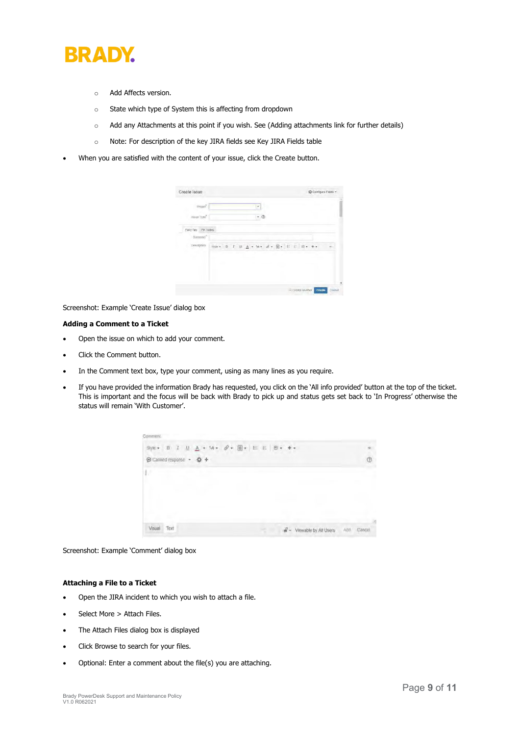- Add Affects version.
  - State which type of System this is affecting from dropdown
  - Add any Attachments at this point if you wish. See (Adding attachments link for further details)
  - Note: For description of the key JIRA fields see Key JIRA Fields table

- When you are satisfied with the content of your issue, click the Create button.

Screenshot: Example 'Create Issue' dialog box

**Adding a Comment to a Ticket**

- Open the issue on which to add your comment.
- Click the Comment button.
- In the Comment text box, type your comment, using as many lines as you require.
- If you have provided the information Brady has requested, you click on the 'All info provided' button at the top of the ticket. This is important and the focus will be back with Brady to pick up and status gets set back to 'In Progress' otherwise the status will remain 'With Customer'.

Screenshot: Example 'Comment' dialog box

**Attaching a File to a Ticket**

- Open the JIRA incident to which you wish to attach a file.
- Select More > Attach Files.
- The Attach Files dialog box is displayed
- Click Browse to search for your files.
- Optional: Enter a comment about the file(s) you are attaching.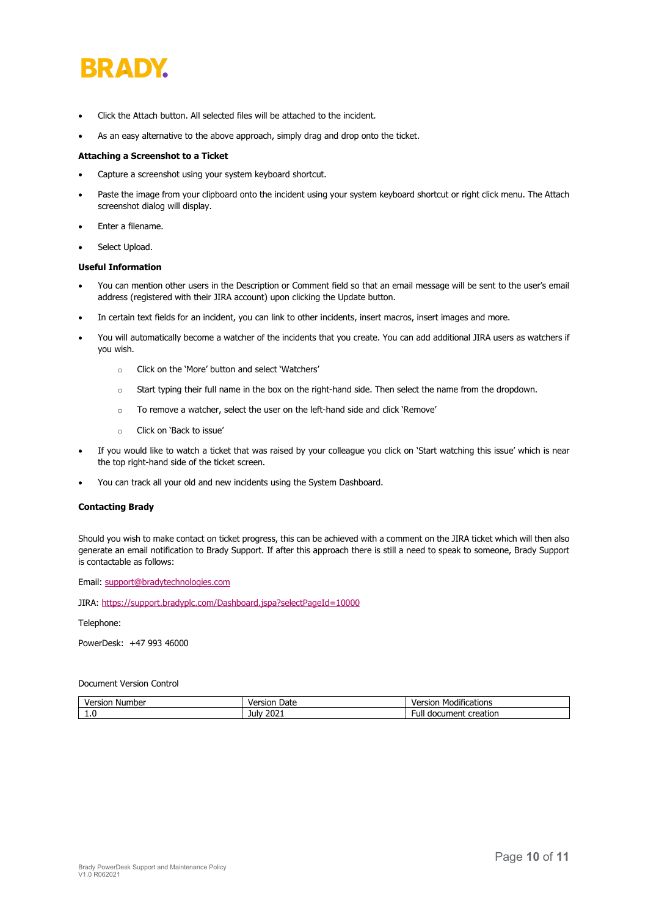- Click the Attach button. All selected files will be attached to the incident.
- As an easy alternative to the above approach, simply drag and drop onto the ticket.

**Attaching a Screenshot to a Ticket**

- Capture a screenshot using your system keyboard shortcut.
- Paste the image from your clipboard onto the incident using your system keyboard shortcut or right click menu. The Attach screenshot dialog will display.
- Enter a filename.
- Select Upload.

**Useful Information**

- You can mention other users in the Description or Comment field so that an email message will be sent to the user's email address (registered with their JIRA account) upon clicking the Update button.
- In certain text fields for an incident, you can link to other incidents, insert macros, insert images and more.
- You will automatically become a watcher of the incidents that you create. You can add additional JIRA users as watchers if you wish.
  - Click on the 'More' button and select 'Watchers'
  - Start typing their full name in the box on the right-hand side. Then select the name from the dropdown.
  - To remove a watcher, select the user on the left-hand side and click 'Remove'
  - Click on 'Back to issue'
- If you would like to watch a ticket that was raised by your colleague you click on 'Start watching this issue' which is near the top right-hand side of the ticket screen.
- You can track all your old and new incidents using the System Dashboard.

**Contacting Brady**

Should you wish to make contact on ticket progress, this can be achieved with a comment on the JIRA ticket which will then also generate an email notification to Brady Support. If after this approach there is still a need to speak to someone, Brady Support is contactable as follows:

Email: support@bradytechnologies.com

JIRA: https://support.bradyplc.com/Dashboard.jspa?selectPageId=10000

Telephone:

PowerDesk: +47 993 46000

Document Version Control

| Version Number | Version Date | Version Modifications |
|---|---|---|
| 1.0 | July 2021 | Full document creation |